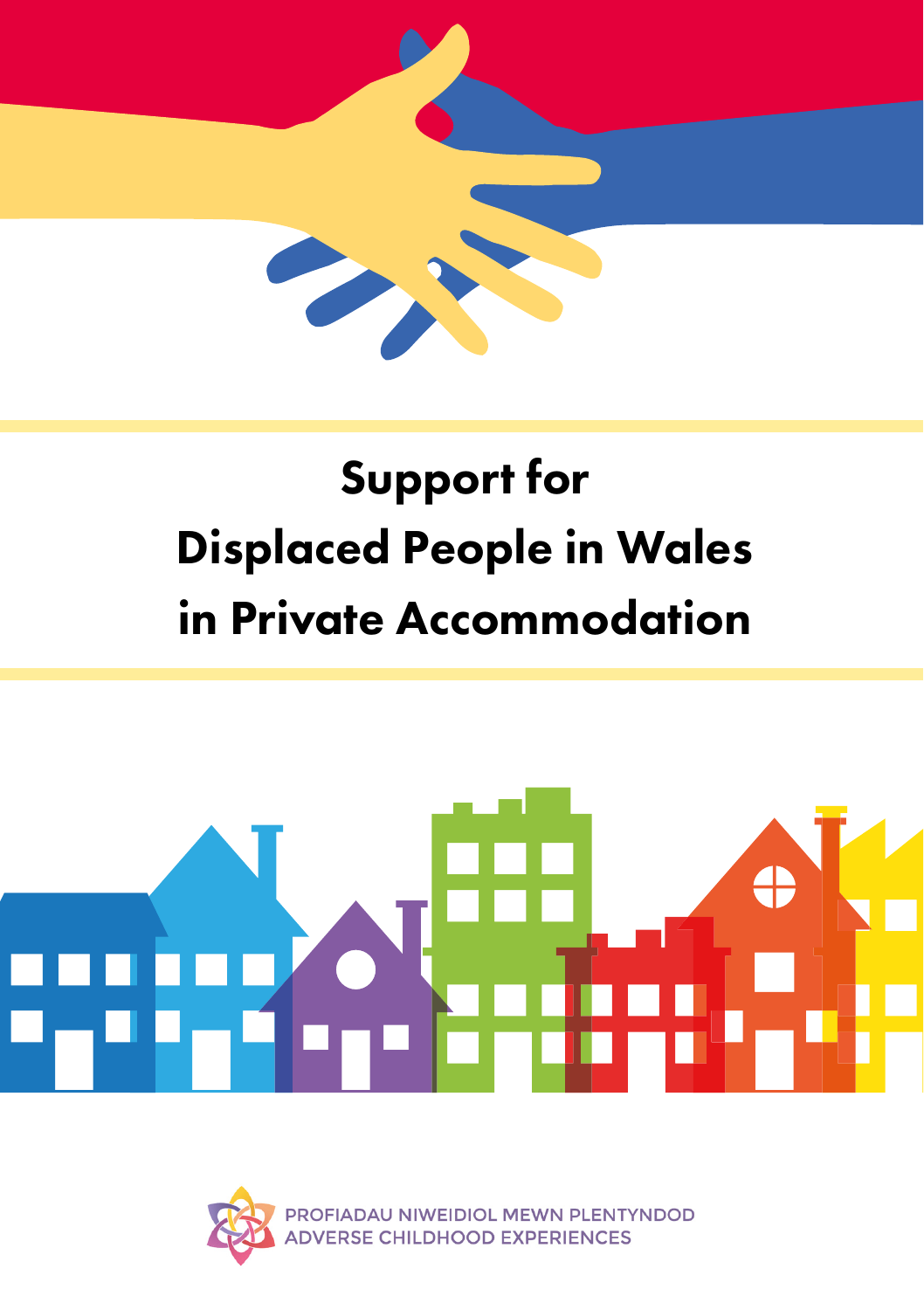# Support for Displaced People in Wales in Private Accommodation

PROFIADAU NIWEIDIOL MEWN PLENTYNDOD
ADVERSE CHILDHOOD EXPERIENCES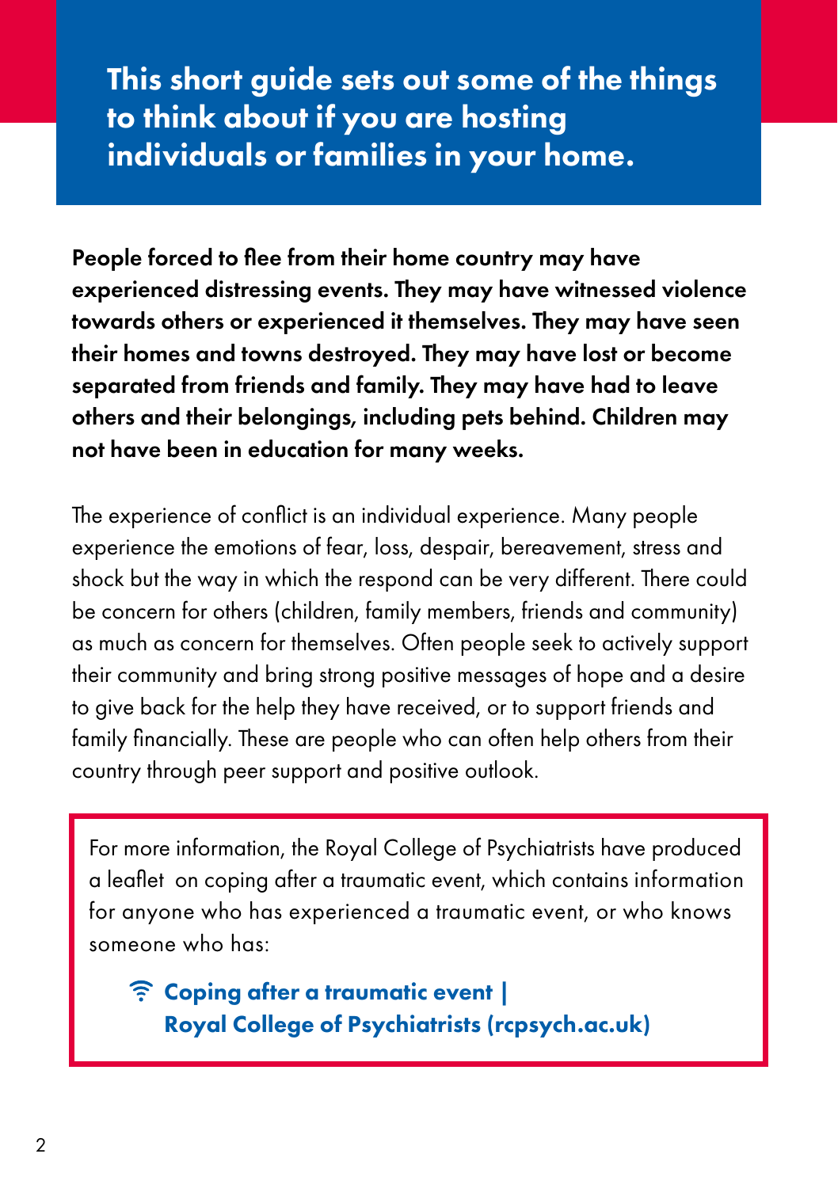## This short guide sets out some of the things to think about if you are hosting individuals or families in your home.

**People forced to flee from their home country may have experienced distressing events. They may have witnessed violence towards others or experienced it themselves. They may have seen their homes and towns destroyed. They may have lost or become separated from friends and family. They may have had to leave others and their belongings, including pets behind. Children may not have been in education for many weeks.**

The experience of conflict is an individual experience. Many people experience the emotions of fear, loss, despair, bereavement, stress and shock but the way in which the respond can be very different. There could be concern for others (children, family members, friends and community) as much as concern for themselves. Often people seek to actively support their community and bring strong positive messages of hope and a desire to give back for the help they have received, or to support friends and family financially. These are people who can often help others from their country through peer support and positive outlook.

For more information, the Royal College of Psychiatrists have produced a leaflet on coping after a traumatic event, which contains information for anyone who has experienced a traumatic event, or who knows someone who has:

- **Coping after a traumatic event | Royal College of Psychiatrists (rcpsych.ac.uk)**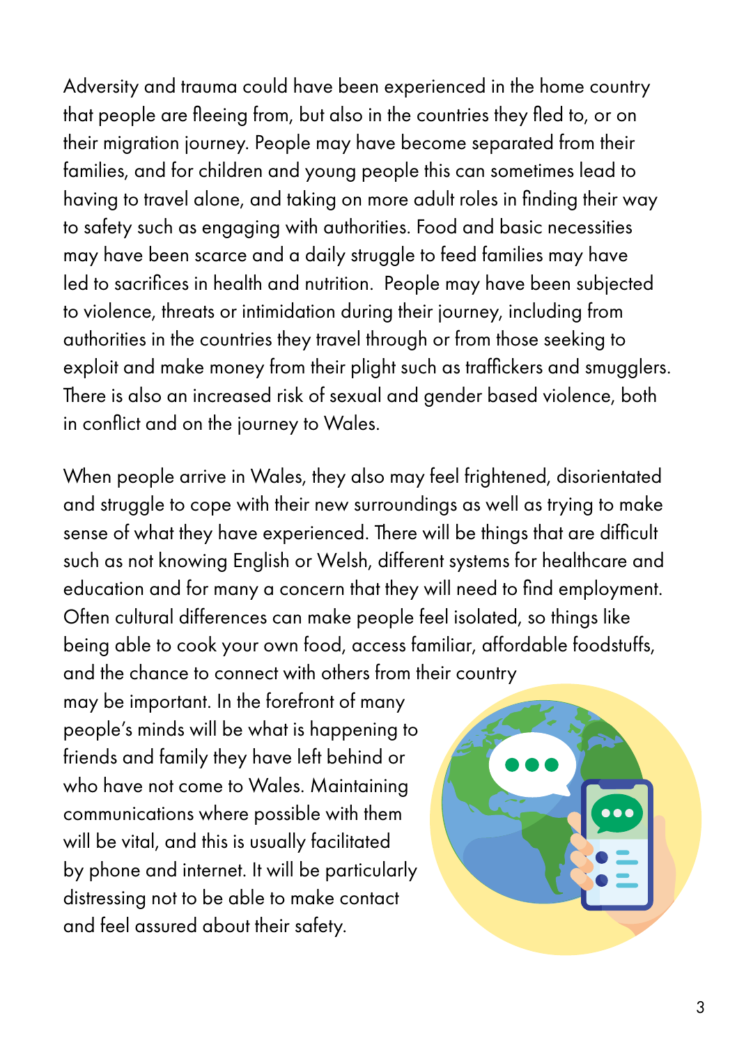Adversity and trauma could have been experienced in the home country that people are fleeing from, but also in the countries they fled to, or on their migration journey. People may have become separated from their families, and for children and young people this can sometimes lead to having to travel alone, and taking on more adult roles in finding their way to safety such as engaging with authorities. Food and basic necessities may have been scarce and a daily struggle to feed families may have led to sacrifices in health and nutrition. People may have been subjected to violence, threats or intimidation during their journey, including from authorities in the countries they travel through or from those seeking to exploit and make money from their plight such as traffickers and smugglers. There is also an increased risk of sexual and gender based violence, both in conflict and on the journey to Wales.

When people arrive in Wales, they also may feel frightened, disorientated and struggle to cope with their new surroundings as well as trying to make sense of what they have experienced. There will be things that are difficult such as not knowing English or Welsh, different systems for healthcare and education and for many a concern that they will need to find employment. Often cultural differences can make people feel isolated, so things like being able to cook your own food, access familiar, affordable foodstuffs, and the chance to connect with others from their country may be important. In the forefront of many people's minds will be what is happening to friends and family they have left behind or who have not come to Wales. Maintaining communications where possible with them will be vital, and this is usually facilitated by phone and internet. It will be particularly distressing not to be able to make contact and feel assured about their safety.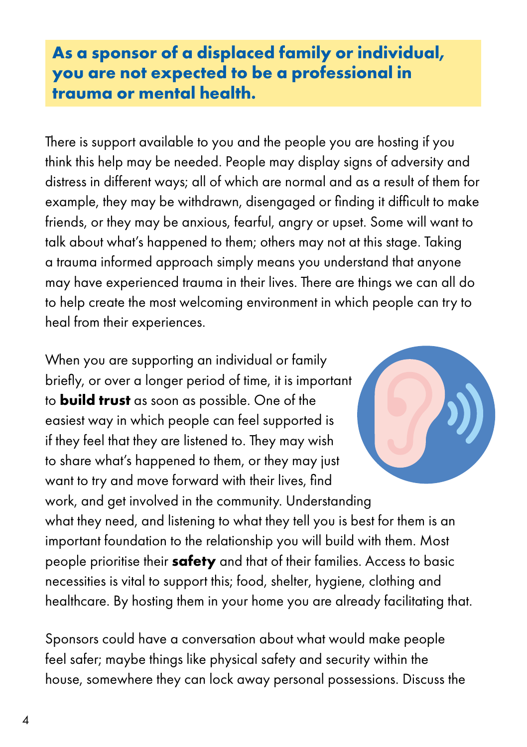**As a sponsor of a displaced family or individual, you are not expected to be a professional in trauma or mental health.**

There is support available to you and the people you are hosting if you think this help may be needed. People may display signs of adversity and distress in different ways; all of which are normal and as a result of them for example, they may be withdrawn, disengaged or finding it difficult to make friends, or they may be anxious, fearful, angry or upset. Some will want to talk about what's happened to them; others may not at this stage. Taking a trauma informed approach simply means you understand that anyone may have experienced trauma in their lives. There are things we can all do to help create the most welcoming environment in which people can try to heal from their experiences.

When you are supporting an individual or family briefly, or over a longer period of time, it is important to **build trust** as soon as possible. One of the easiest way in which people can feel supported is if they feel that they are listened to. They may wish to share what's happened to them, or they may just want to try and move forward with their lives, find work, and get involved in the community. Understanding what they need, and listening to what they tell you is best for them is an important foundation to the relationship you will build with them. Most people prioritise their **safety** and that of their families. Access to basic necessities is vital to support this; food, shelter, hygiene, clothing and healthcare. By hosting them in your home you are already facilitating that.

Sponsors could have a conversation about what would make people feel safer; maybe things like physical safety and security within the house, somewhere they can lock away personal possessions. Discuss the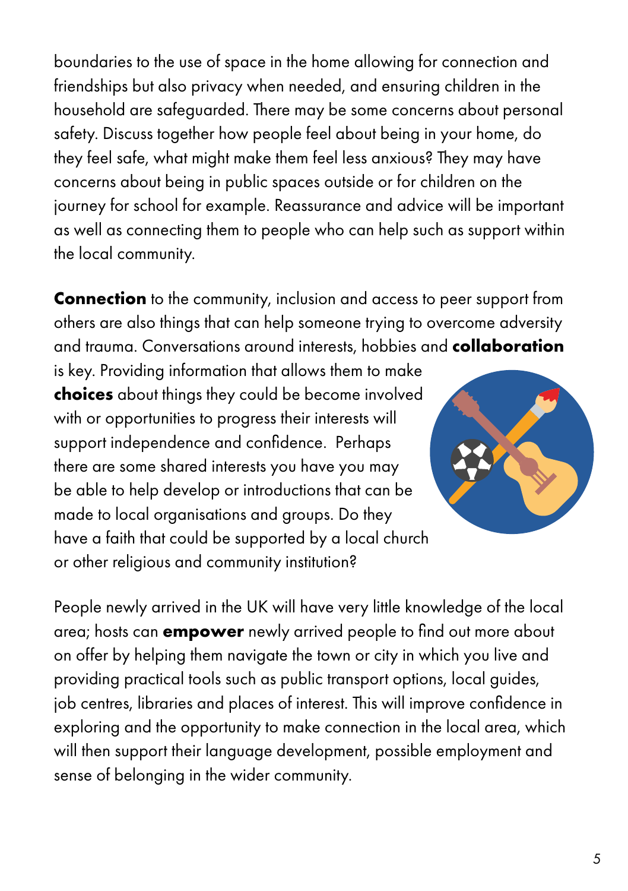boundaries to the use of space in the home allowing for connection and friendships but also privacy when needed, and ensuring children in the household are safeguarded. There may be some concerns about personal safety. Discuss together how people feel about being in your home, do they feel safe, what might make them feel less anxious? They may have concerns about being in public spaces outside or for children on the journey for school for example. Reassurance and advice will be important as well as connecting them to people who can help such as support within the local community.

**Connection** to the community, inclusion and access to peer support from others are also things that can help someone trying to overcome adversity and trauma. Conversations around interests, hobbies and **collaboration** is key. Providing information that allows them to make **choices** about things they could be become involved with or opportunities to progress their interests will support independence and confidence. Perhaps there are some shared interests you have you may be able to help develop or introductions that can be made to local organisations and groups. Do they have a faith that could be supported by a local church or other religious and community institution?

People newly arrived in the UK will have very little knowledge of the local area; hosts can **empower** newly arrived people to find out more about on offer by helping them navigate the town or city in which you live and providing practical tools such as public transport options, local guides, job centres, libraries and places of interest. This will improve confidence in exploring and the opportunity to make connection in the local area, which will then support their language development, possible employment and sense of belonging in the wider community.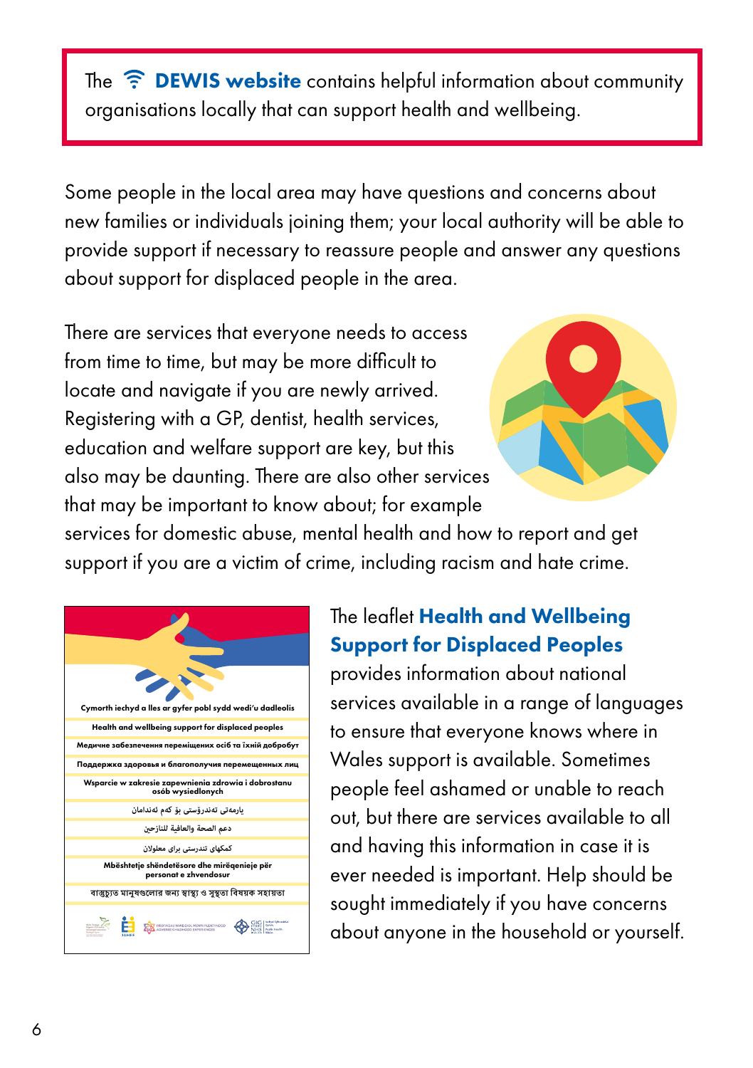The **DEWIS website** contains helpful information about community organisations locally that can support health and wellbeing.

Some people in the local area may have questions and concerns about new families or individuals joining them; your local authority will be able to provide support if necessary to reassure people and answer any questions about support for displaced people in the area.

There are services that everyone needs to access from time to time, but may be more difficult to locate and navigate if you are newly arrived. Registering with a GP, dentist, health services, education and welfare support are key, but this also may be daunting. There are also other services that may be important to know about; for example services for domestic abuse, mental health and how to report and get support if you are a victim of crime, including racism and hate crime.

Cymorth iechyd a lles ar gyfer pobl sydd wedi'u dadleolis

Health and wellbeing support for displaced peoples

Медичне забезпечення переміщених осіб та їхній добробут

Поддержка здоровья и благополучия перемещенных лиц

Wsparcie w zakresie zapewnienia zdrowia i dobrostanu osób wysiedlonych

یارمەتی تەندروستی بۆ کەم ئەندامان

دعم الصحة والعافية للنازحين

کمکهای تندرستی برای معلولان

Mbështetje shëndetësore dhe mirëqenieje për personat e zhvendosur

বাস্তুচ্যুত মানুষগুলোর জন্য স্বাস্থ্য ও সুস্থতা বিষয়ক সহায়তা

The leaflet **Health and Wellbeing Support for Displaced Peoples** provides information about national services available in a range of languages to ensure that everyone knows where in Wales support is available. Sometimes people feel ashamed or unable to reach out, but there are services available to all and having this information in case it is ever needed is important. Help should be sought immediately if you have concerns about anyone in the household or yourself.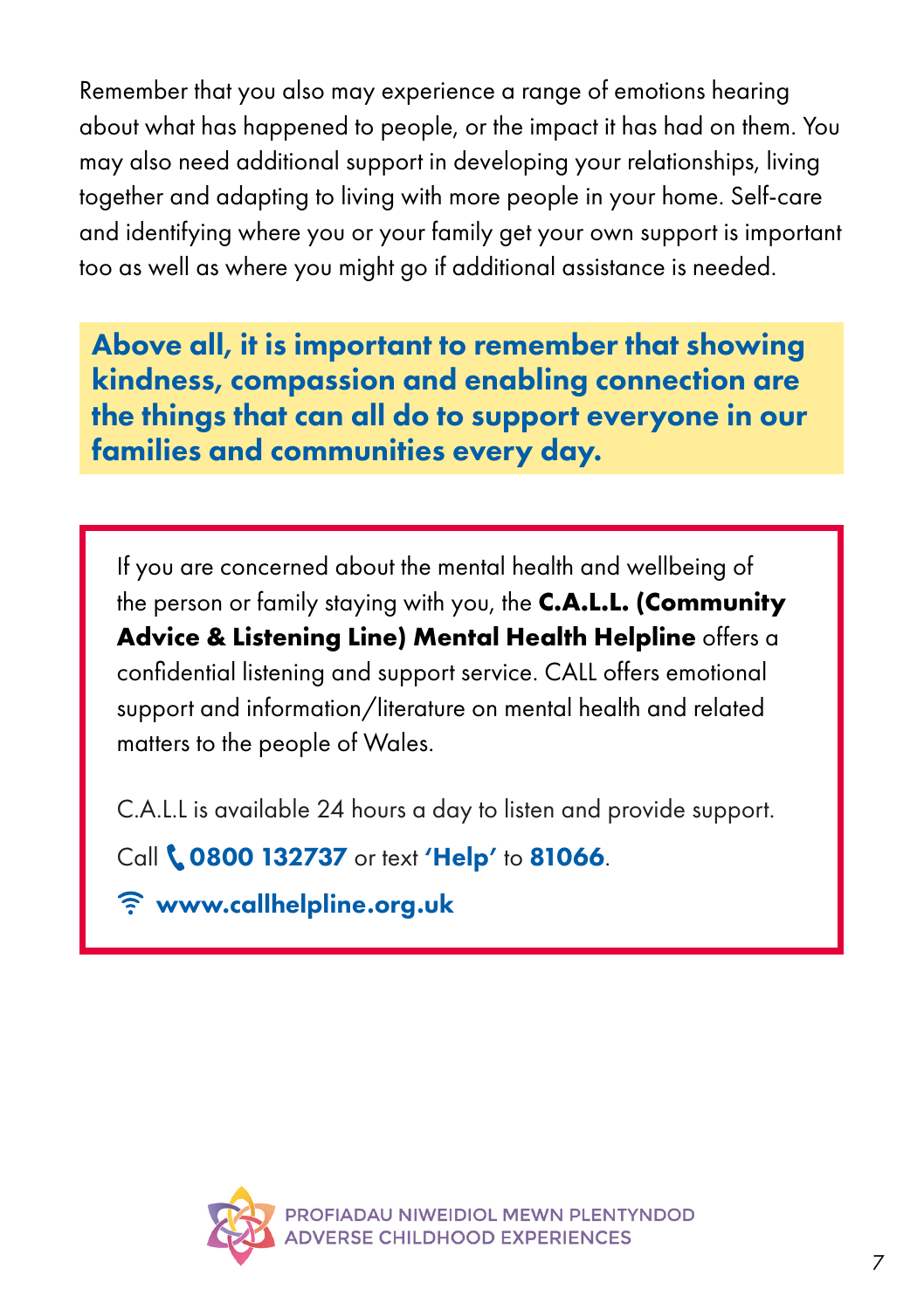Remember that you also may experience a range of emotions hearing about what has happened to people, or the impact it has had on them. You may also need additional support in developing your relationships, living together and adapting to living with more people in your home. Self-care and identifying where you or your family get your own support is important too as well as where you might go if additional assistance is needed.

**Above all, it is important to remember that showing kindness, compassion and enabling connection are the things that can all do to support everyone in our families and communities every day.**

If you are concerned about the mental health and wellbeing of the person or family staying with you, the **C.A.L.L. (Community Advice & Listening Line) Mental Health Helpline** offers a confidential listening and support service. CALL offers emotional support and information/literature on mental health and related matters to the people of Wales.

C.A.L.L is available 24 hours a day to listen and provide support.

Call **0800 132737** or text **'Help'** to **81066**.

**www.callhelpline.org.uk**

PROFIADAU NIWEIDIOL MEWN PLENTYNDOD
ADVERSE CHILDHOOD EXPERIENCES